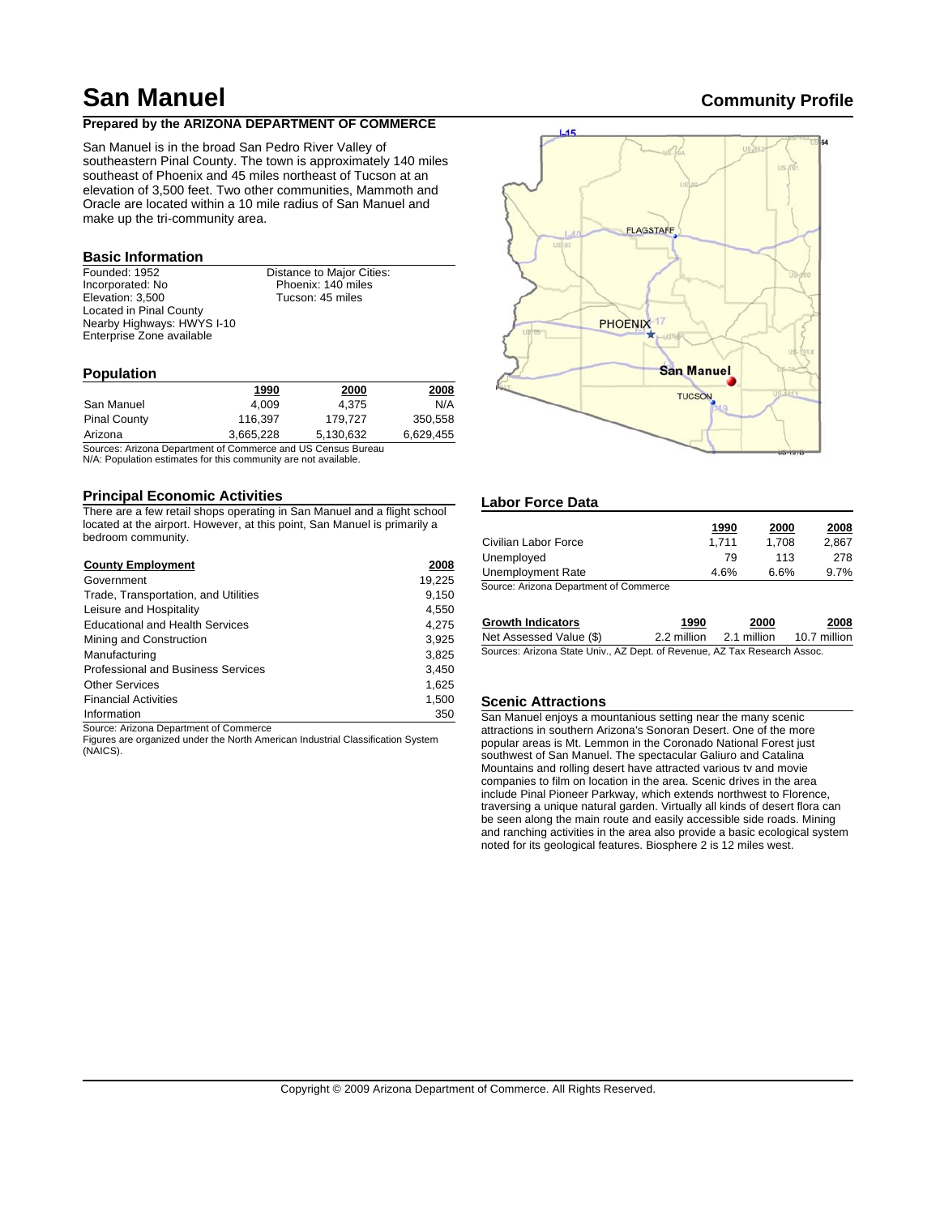# San Manuel

**Community Profile**

**Prepared by the ARIZONA DEPARTMENT OF COMMERCE**

San Manuel is in the broad San Pedro River Valley of southeastern Pinal County. The town is approximately 140 miles southeast of Phoenix and 45 miles northeast of Tucson at an elevation of 3,500 feet. Two other communities, Mammoth and Oracle are located within a 10 mile radius of San Manuel and make up the tri-community area.

## Basic Information

Founded: 1952
Incorporated: No
Elevation: 3,500
Located in Pinal County
Nearby Highways: HWYS I-10
Enterprise Zone available

Distance to Major Cities:
Phoenix: 140 miles
Tucson: 45 miles

## Population

| | 1990 | 2000 | 2008 |
|---|---|---|---|
| San Manuel | 4,009 | 4,375 | N/A |
| Pinal County | 116,397 | 179,727 | 350,558 |
| Arizona | 3,665,228 | 5,130,632 | 6,629,455 |

Sources: Arizona Department of Commerce and US Census Bureau
N/A: Population estimates for this community are not available.

## Principal Economic Activities

There are a few retail shops operating in San Manuel and a flight school located at the airport. However, at this point, San Manuel is primarily a bedroom community.

| County Employment | 2008 |
|---|---|
| Government | 19,225 |
| Trade, Transportation, and Utilities | 9,150 |
| Leisure and Hospitality | 4,550 |
| Educational and Health Services | 4,275 |
| Mining and Construction | 3,925 |
| Manufacturing | 3,825 |
| Professional and Business Services | 3,450 |
| Other Services | 1,625 |
| Financial Activities | 1,500 |
| Information | 350 |

Source: Arizona Department of Commerce
Figures are organized under the North American Industrial Classification System (NAICS).

## Labor Force Data

| | 1990 | 2000 | 2008 |
|---|---|---|---|
| Civilian Labor Force | 1,711 | 1,708 | 2,867 |
| Unemployed | 79 | 113 | 278 |
| Unemployment Rate | 4.6% | 6.6% | 9.7% |

Source: Arizona Department of Commerce

| Growth Indicators | 1990 | 2000 | 2008 |
|---|---|---|---|
| Net Assessed Value ($) | 2.2 million | 2.1 million | 10.7 million |

Sources: Arizona State Univ., AZ Dept. of Revenue, AZ Tax Research Assoc.

## Scenic Attractions

San Manuel enjoys a mountanious setting near the many scenic attractions in southern Arizona's Sonoran Desert. One of the more popular areas is Mt. Lemmon in the Coronado National Forest just southwest of San Manuel. The spectacular Galiuro and Catalina Mountains and rolling desert have attracted various tv and movie companies to film on location in the area. Scenic drives in the area include Pinal Pioneer Parkway, which extends northwest to Florence, traversing a unique natural garden. Virtually all kinds of desert flora can be seen along the main route and easily accessible side roads. Mining and ranching activities in the area also provide a basic ecological system noted for its geological features. Biosphere 2 is 12 miles west.

Copyright © 2009 Arizona Department of Commerce. All Rights Reserved.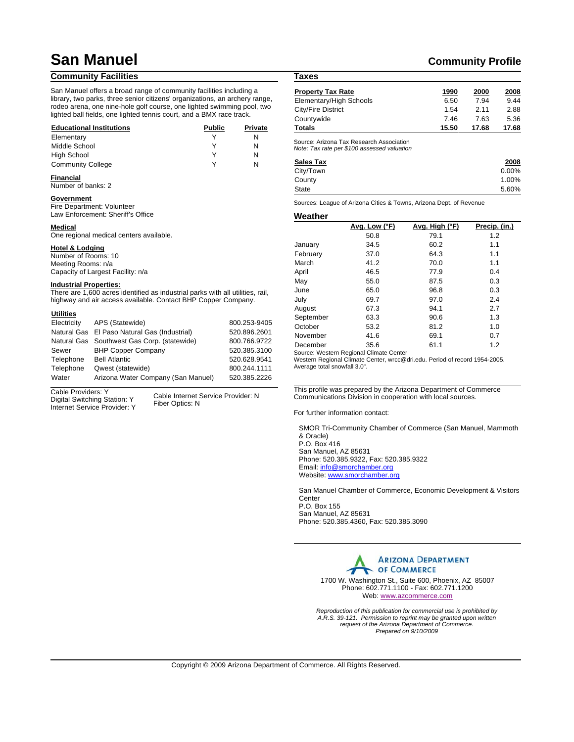# San Manuel

## Community Profile

### Community Facilities

San Manuel offers a broad range of community facilities including a library, two parks, three senior citizens' organizations, an archery range, rodeo arena, one nine-hole golf course, one lighted swimming pool, two lighted ball fields, one lighted tennis court, and a BMX race track.

| Educational Institutions | Public | Private |
|---|---|---|
| Elementary | Y | N |
| Middle School | Y | N |
| High School | Y | N |
| Community College | Y | N |

**Financial**
Number of banks: 2

**Government**
Fire Department: Volunteer
Law Enforcement: Sheriff's Office

**Medical**
One regional medical centers available.

**Hotel & Lodging**
Number of Rooms: 10
Meeting Rooms: n/a
Capacity of Largest Facility: n/a

**Industrial Properties:**
There are 1,600 acres identified as industrial parks with all utilities, rail, highway and air access available. Contact BHP Copper Company.

**Utilities**

| | | |
|---|---|---|
| Electricity | APS (Statewide) | 800.253-9405 |
| Natural Gas | El Paso Natural Gas (Industrial) | 520.896.2601 |
| Natural Gas | Southwest Gas Corp. (statewide) | 800.766.9722 |
| Sewer | BHP Copper Company | 520.385.3100 |
| Telephone | Bell Atlantic | 520.628.9541 |
| Telephone | Qwest (statewide) | 800.244.1111 |
| Water | Arizona Water Company (San Manuel) | 520.385.2226 |

Cable Providers: Y
Digital Switching Station: Y
Internet Service Provider: Y
Cable Internet Service Provider: N
Fiber Optics: N

### Taxes

| Property Tax Rate | 1990 | 2000 | 2008 |
|---|---|---|---|
| Elementary/High Schools | 6.50 | 7.94 | 9.44 |
| City/Fire District | 1.54 | 2.11 | 2.88 |
| Countywide | 7.46 | 7.63 | 5.36 |
| **Totals** | **15.50** | **17.68** | **17.68** |

Source: Arizona Tax Research Association
*Note: Tax rate per $100 assessed valuation*

| Sales Tax | 2008 |
|---|---|
| City/Town | 0.00% |
| County | 1.00% |
| State | 5.60% |

Sources: League of Arizona Cities & Towns, Arizona Dept. of Revenue

### Weather

| | Avg. Low (°F) | Avg. High (°F) | Precip. (in.) |
|---|---|---|---|
| | 50.8 | 79.1 | 1.2 |
| January | 34.5 | 60.2 | 1.1 |
| February | 37.0 | 64.3 | 1.1 |
| March | 41.2 | 70.0 | 1.1 |
| April | 46.5 | 77.9 | 0.4 |
| May | 55.0 | 87.5 | 0.3 |
| June | 65.0 | 96.8 | 0.3 |
| July | 69.7 | 97.0 | 2.4 |
| August | 67.3 | 94.1 | 2.7 |
| September | 63.3 | 90.6 | 1.3 |
| October | 53.2 | 81.2 | 1.0 |
| November | 41.6 | 69.1 | 0.7 |
| December | 35.6 | 61.1 | 1.2 |

Source: Western Regional Climate Center
Western Regional Climate Center, wrcc@dri.edu. Period of record 1954-2005.
Average total snowfall 3.0".

This profile was prepared by the Arizona Department of Commerce Communications Division in cooperation with local sources.

For further information contact:

SMOR Tri-Community Chamber of Commerce (San Manuel, Mammoth & Oracle)
P.O. Box 416
San Manuel, AZ 85631
Phone: 520.385.9322, Fax: 520.385.9322
Email: info@smorchamber.org
Website: www.smorchamber.org

San Manuel Chamber of Commerce, Economic Development & Visitors Center
P.O. Box 155
San Manuel, AZ 85631
Phone: 520.385.4360, Fax: 520.385.3090

ARIZONA DEPARTMENT OF COMMERCE
1700 W. Washington St., Suite 600, Phoenix, AZ 85007
Phone: 602.771.1100 - Fax: 602.771.1200
Web: www.azcommerce.com

*Reproduction of this publication for commercial use is prohibited by A.R.S. 39-121. Permission to reprint may be granted upon written request of the Arizona Department of Commerce.*
*Prepared on 9/10/2009*

Copyright © 2009 Arizona Department of Commerce. All Rights Reserved.